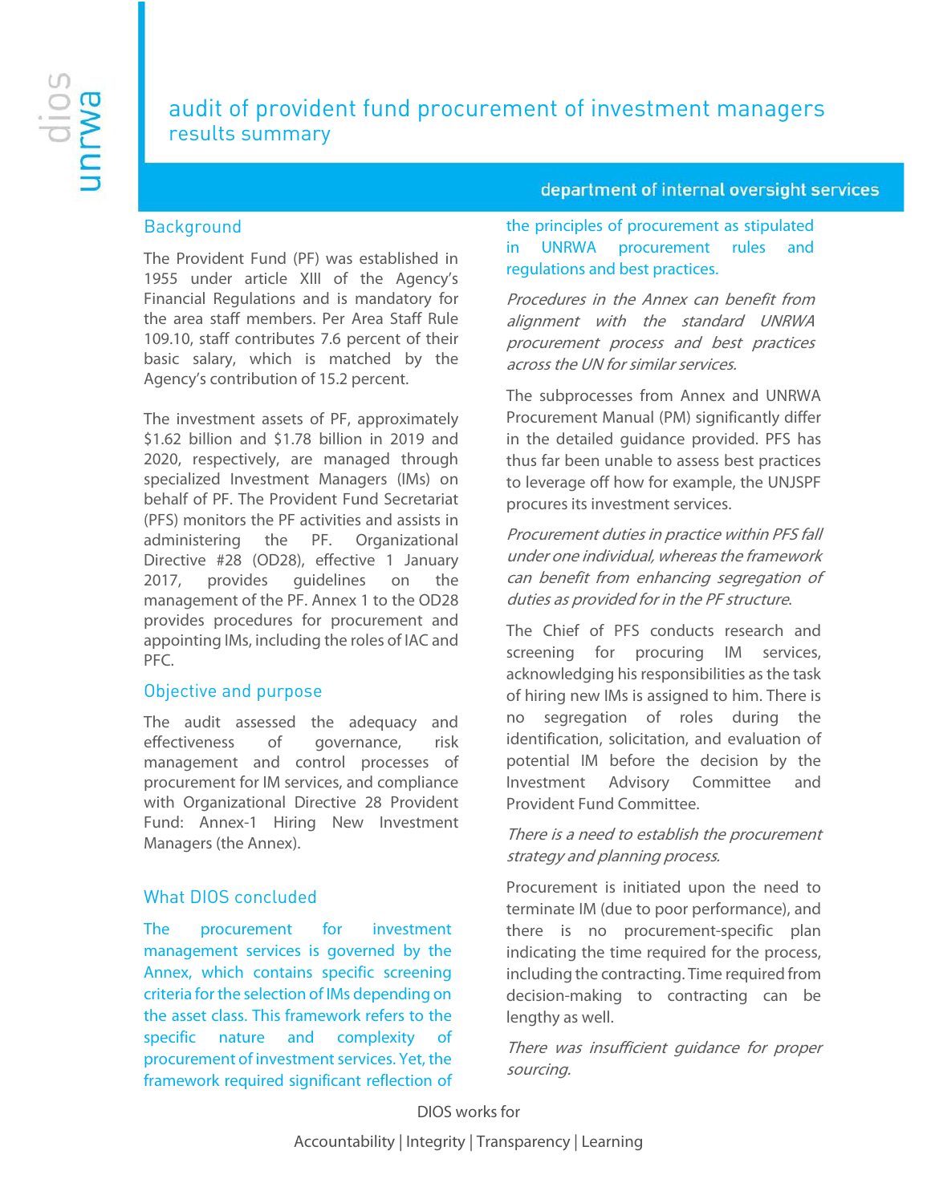# audit of provident fund procurement of investment managers results summary

department of internal oversight services

## Background

The Provident Fund (PF) was established in 1955 under article XIII of the Agency's Financial Regulations and is mandatory for the area staff members. Per Area Staff Rule 109.10, staff contributes 7.6 percent of their basic salary, which is matched by the Agency's contribution of 15.2 percent.

The investment assets of PF, approximately $1.62 billion and $1.78 billion in 2019 and 2020, respectively, are managed through specialized Investment Managers (IMs) on behalf of PF. The Provident Fund Secretariat (PFS) monitors the PF activities and assists in administering the PF. Organizational Directive #28 (OD28), effective 1 January 2017, provides guidelines on the management of the PF. Annex 1 to the OD28 provides procedures for procurement and appointing IMs, including the roles of IAC and PFC.

## Objective and purpose

The audit assessed the adequacy and effectiveness of governance, risk management and control processes of procurement for IM services, and compliance with Organizational Directive 28 Provident Fund: Annex-1 Hiring New Investment Managers (the Annex).

## What DIOS concluded

The procurement for investment management services is governed by the Annex, which contains specific screening criteria for the selection of IMs depending on the asset class. This framework refers to the specific nature and complexity of procurement of investment services. Yet, the framework required significant reflection of the principles of procurement as stipulated in UNRWA procurement rules and regulations and best practices.

*Procedures in the Annex can benefit from alignment with the standard UNRWA procurement process and best practices across the UN for similar services.*

The subprocesses from Annex and UNRWA Procurement Manual (PM) significantly differ in the detailed guidance provided. PFS has thus far been unable to assess best practices to leverage off how for example, the UNJSPF procures its investment services.

*Procurement duties in practice within PFS fall under one individual, whereas the framework can benefit from enhancing segregation of duties as provided for in the PF structure.*

The Chief of PFS conducts research and screening for procuring IM services, acknowledging his responsibilities as the task of hiring new IMs is assigned to him. There is no segregation of roles during the identification, solicitation, and evaluation of potential IM before the decision by the Investment Advisory Committee and Provident Fund Committee.

*There is a need to establish the procurement strategy and planning process.*

Procurement is initiated upon the need to terminate IM (due to poor performance), and there is no procurement-specific plan indicating the time required for the process, including the contracting. Time required from decision-making to contracting can be lengthy as well.

*There was insufficient guidance for proper sourcing.*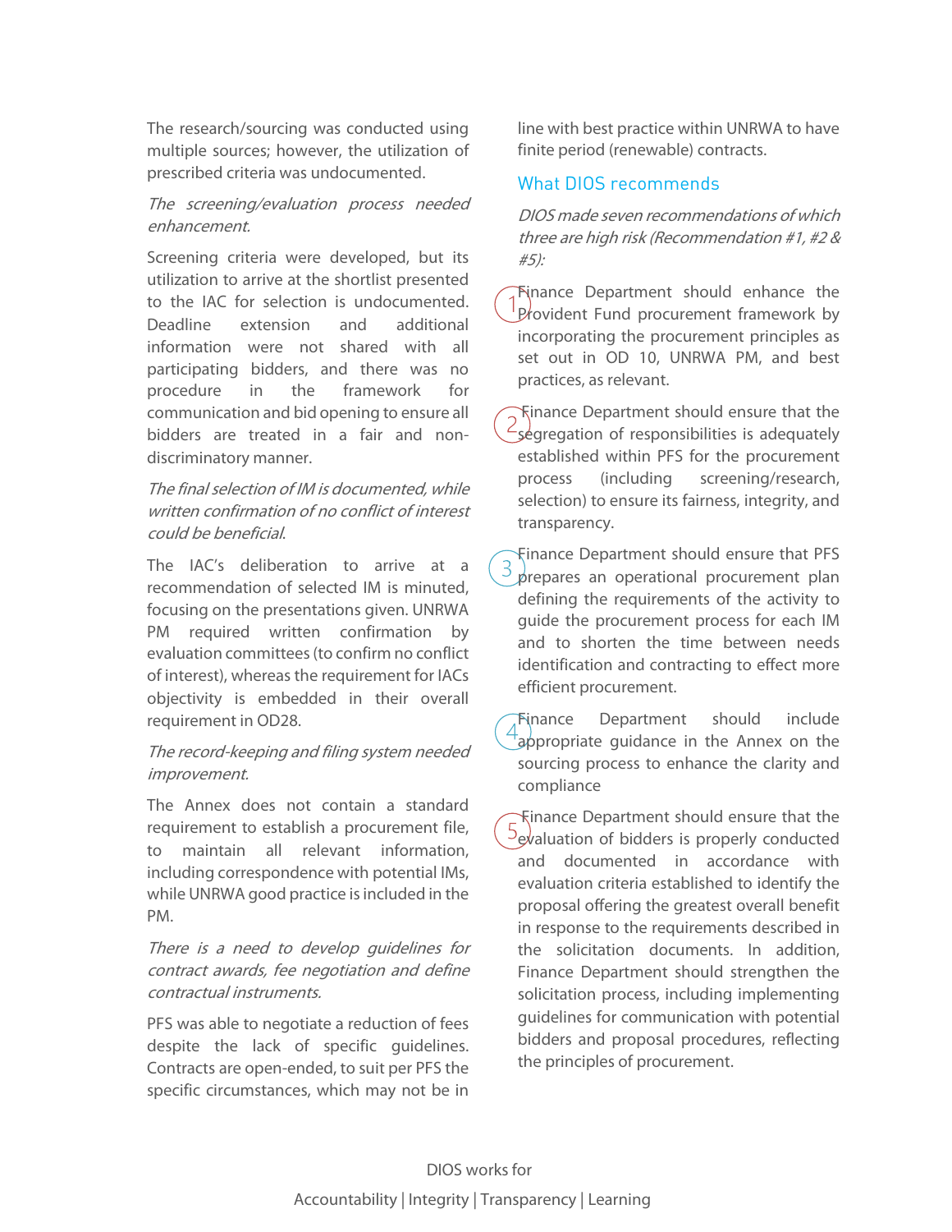The research/sourcing was conducted using multiple sources; however, the utilization of prescribed criteria was undocumented.

*The screening/evaluation process needed enhancement.*

Screening criteria were developed, but its utilization to arrive at the shortlist presented to the IAC for selection is undocumented. Deadline extension and additional information were not shared with all participating bidders, and there was no procedure in the framework for communication and bid opening to ensure all bidders are treated in a fair and non-discriminatory manner.

*The final selection of IM is documented, while written confirmation of no conflict of interest could be beneficial.*

The IAC's deliberation to arrive at a recommendation of selected IM is minuted, focusing on the presentations given. UNRWA PM required written confirmation by evaluation committees (to confirm no conflict of interest), whereas the requirement for IACs objectivity is embedded in their overall requirement in OD28.

*The record-keeping and filing system needed improvement.*

The Annex does not contain a standard requirement to establish a procurement file, to maintain all relevant information, including correspondence with potential IMs, while UNRWA good practice is included in the PM.

*There is a need to develop guidelines for contract awards, fee negotiation and define contractual instruments.*

PFS was able to negotiate a reduction of fees despite the lack of specific guidelines. Contracts are open-ended, to suit per PFS the specific circumstances, which may not be in line with best practice within UNRWA to have finite period (renewable) contracts.

## What DIOS recommends

*DIOS made seven recommendations of which three are high risk (Recommendation #1, #2 & #5):*

1. Finance Department should enhance the Provident Fund procurement framework by incorporating the procurement principles as set out in OD 10, UNRWA PM, and best practices, as relevant.
2. Finance Department should ensure that the segregation of responsibilities is adequately established within PFS for the procurement process (including screening/research, selection) to ensure its fairness, integrity, and transparency.
3. Finance Department should ensure that PFS prepares an operational procurement plan defining the requirements of the activity to guide the procurement process for each IM and to shorten the time between needs identification and contracting to effect more efficient procurement.
4. Finance Department should include appropriate guidance in the Annex on the sourcing process to enhance the clarity and compliance
5. Finance Department should ensure that the evaluation of bidders is properly conducted and documented in accordance with evaluation criteria established to identify the proposal offering the greatest overall benefit in response to the requirements described in the solicitation documents. In addition, Finance Department should strengthen the solicitation process, including implementing guidelines for communication with potential bidders and proposal procedures, reflecting the principles of procurement.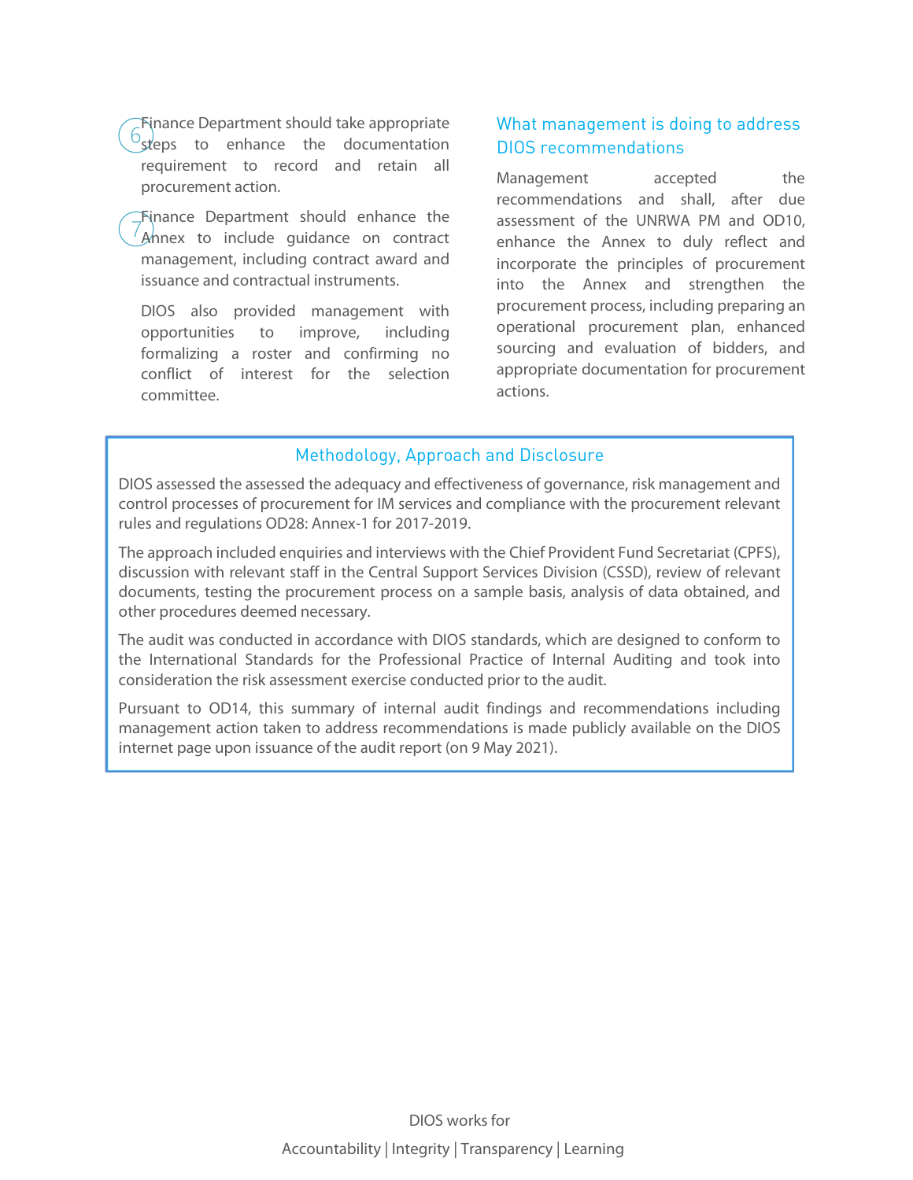6. Finance Department should take appropriate steps to enhance the documentation requirement to record and retain all procurement action.

7. Finance Department should enhance the Annex to include guidance on contract management, including contract award and issuance and contractual instruments.

DIOS also provided management with opportunities to improve, including formalizing a roster and confirming no conflict of interest for the selection committee.

## What management is doing to address DIOS recommendations

Management accepted the recommendations and shall, after due assessment of the UNRWA PM and OD10, enhance the Annex to duly reflect and incorporate the principles of procurement into the Annex and strengthen the procurement process, including preparing an operational procurement plan, enhanced sourcing and evaluation of bidders, and appropriate documentation for procurement actions.

## Methodology, Approach and Disclosure

DIOS assessed the assessed the adequacy and effectiveness of governance, risk management and control processes of procurement for IM services and compliance with the procurement relevant rules and regulations OD28: Annex-1 for 2017-2019.

The approach included enquiries and interviews with the Chief Provident Fund Secretariat (CPFS), discussion with relevant staff in the Central Support Services Division (CSSD), review of relevant documents, testing the procurement process on a sample basis, analysis of data obtained, and other procedures deemed necessary.

The audit was conducted in accordance with DIOS standards, which are designed to conform to the International Standards for the Professional Practice of Internal Auditing and took into consideration the risk assessment exercise conducted prior to the audit.

Pursuant to OD14, this summary of internal audit findings and recommendations including management action taken to address recommendations is made publicly available on the DIOS internet page upon issuance of the audit report (on 9 May 2021).

DIOS works for

Accountability | Integrity | Transparency | Learning